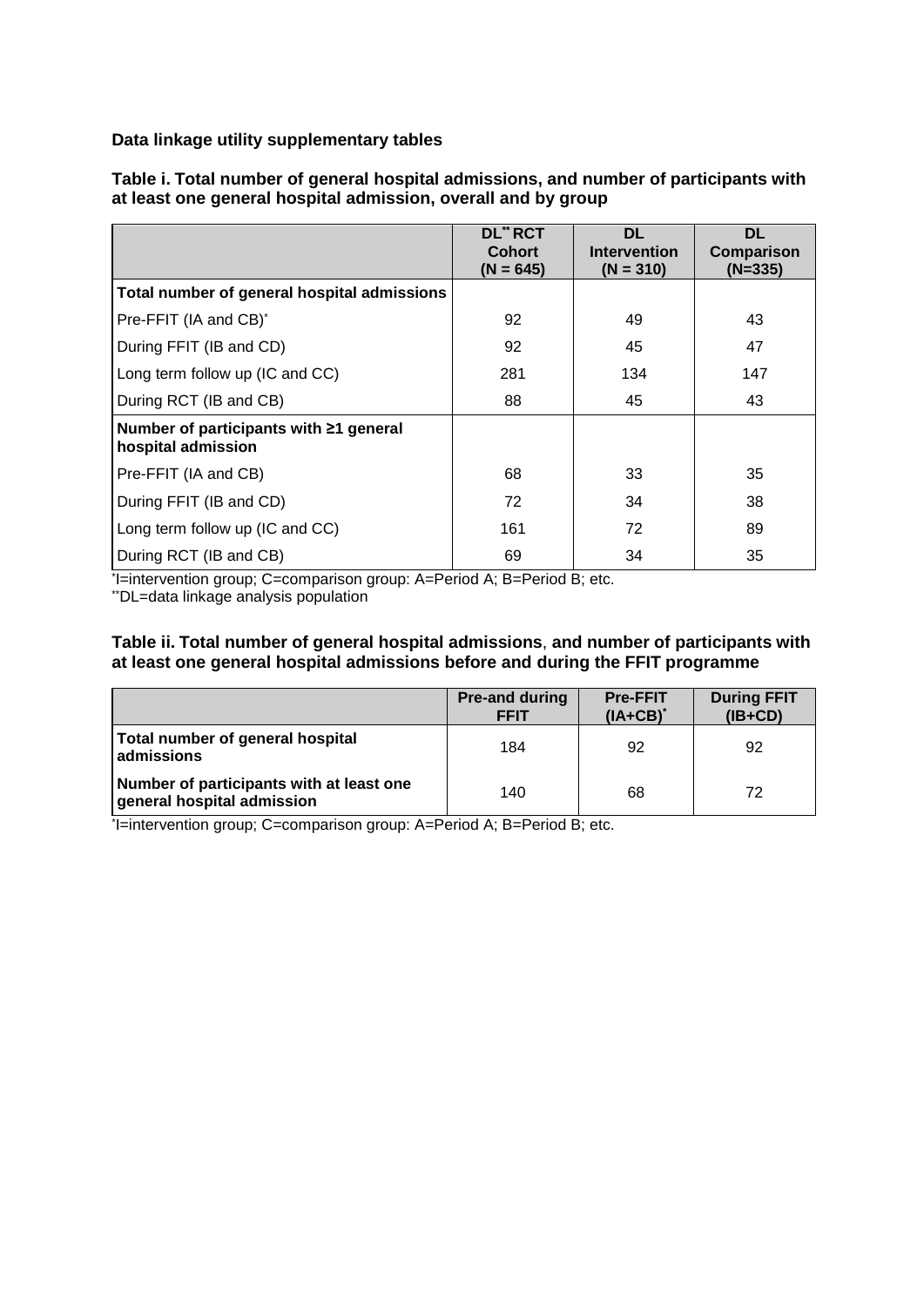**Data linkage utility supplementary tables**

**Table i. Total number of general hospital admissions, and number of participants with at least one general hospital admission, overall and by group**

| | DL[**] RCT Cohort (N = 645) | DL Intervention (N = 310) | DL Comparison (N=335) |
|---|---|---|---|
| **Total number of general hospital admissions** | | | |
| Pre-FFIT (IA and CB)[*] | 92 | 49 | 43 |
| During FFIT (IB and CD) | 92 | 45 | 47 |
| Long term follow up (IC and CC) | 281 | 134 | 147 |
| During RCT (IB and CB) | 88 | 45 | 43 |
| **Number of participants with ≥1 general hospital admission** | | | |
| Pre-FFIT (IA and CB) | 68 | 33 | 35 |
| During FFIT (IB and CD) | 72 | 34 | 38 |
| Long term follow up (IC and CC) | 161 | 72 | 89 |
| During RCT (IB and CB) | 69 | 34 | 35 |

[*]I=intervention group; C=comparison group: A=Period A; B=Period B; etc.
[**]DL=data linkage analysis population

**Table ii. Total number of general hospital admissions, and number of participants with at least one general hospital admissions before and during the FFIT programme**

| | Pre-and during FFIT | Pre-FFIT (IA+CB)[*] | During FFIT (IB+CD) |
|---|---|---|---|
| **Total number of general hospital admissions** | 184 | 92 | 92 |
| **Number of participants with at least one general hospital admission** | 140 | 68 | 72 |

[*]I=intervention group; C=comparison group: A=Period A; B=Period B; etc.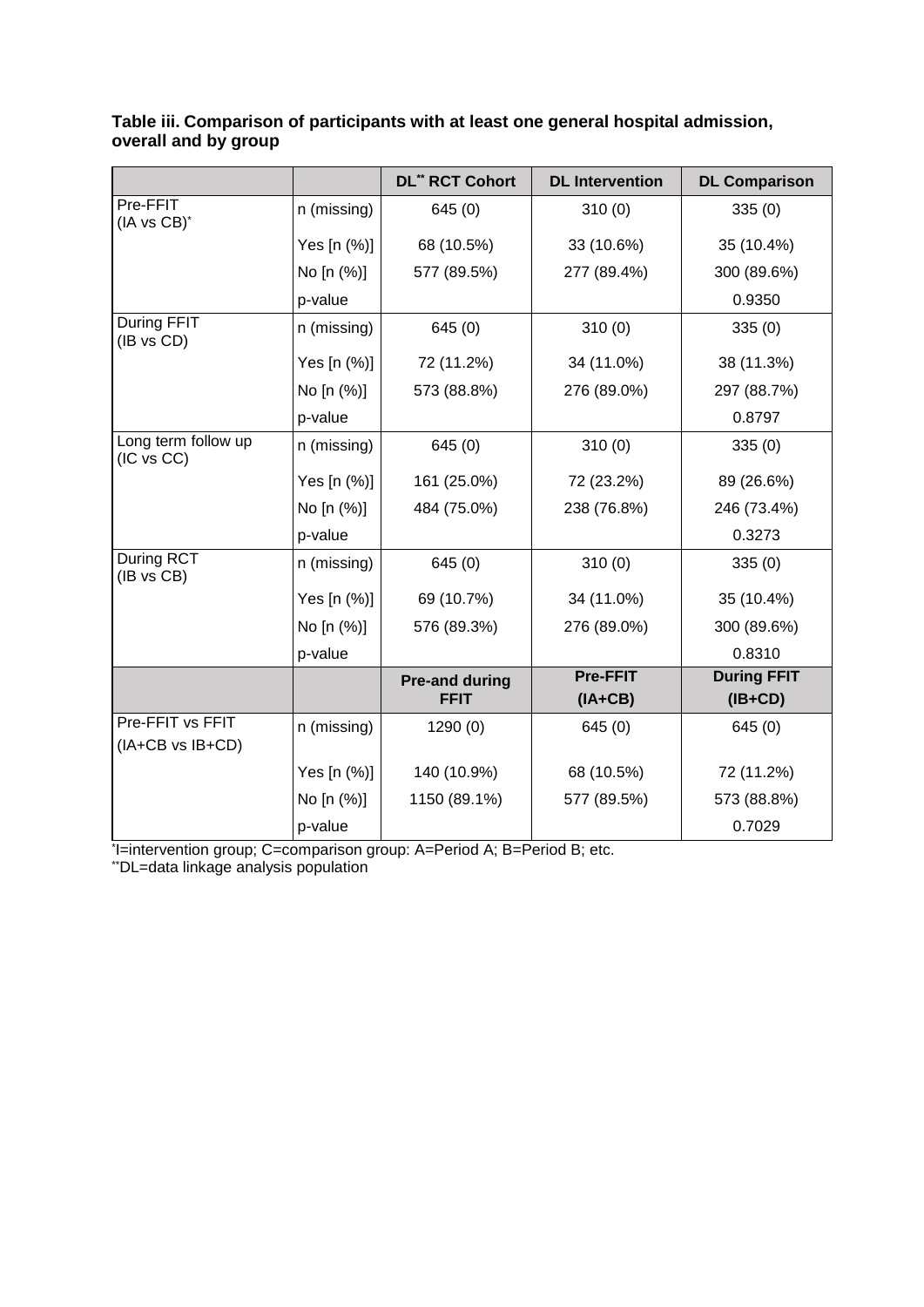**Table iii. Comparison of participants with at least one general hospital admission, overall and by group**

| | | DL[**] RCT Cohort | DL Intervention | DL Comparison |
|---|---|---|---|---|
| Pre-FFIT (IA vs CB)[*] | n (missing) | 645 (0) | 310 (0) | 335 (0) |
| | Yes [n (%)] | 68 (10.5%) | 33 (10.6%) | 35 (10.4%) |
| | No [n (%)] | 577 (89.5%) | 277 (89.4%) | 300 (89.6%) |
| | p-value | | | 0.9350 |
| During FFIT (IB vs CD) | n (missing) | 645 (0) | 310 (0) | 335 (0) |
| | Yes [n (%)] | 72 (11.2%) | 34 (11.0%) | 38 (11.3%) |
| | No [n (%)] | 573 (88.8%) | 276 (89.0%) | 297 (88.7%) |
| | p-value | | | 0.8797 |
| Long term follow up (IC vs CC) | n (missing) | 645 (0) | 310 (0) | 335 (0) |
| | Yes [n (%)] | 161 (25.0%) | 72 (23.2%) | 89 (26.6%) |
| | No [n (%)] | 484 (75.0%) | 238 (76.8%) | 246 (73.4%) |
| | p-value | | | 0.3273 |
| During RCT (IB vs CB) | n (missing) | 645 (0) | 310 (0) | 335 (0) |
| | Yes [n (%)] | 69 (10.7%) | 34 (11.0%) | 35 (10.4%) |
| | No [n (%)] | 576 (89.3%) | 276 (89.0%) | 300 (89.6%) |
| | p-value | | | 0.8310 |
| | | **Pre-and during FFIT** | **Pre-FFIT (IA+CB)** | **During FFIT (IB+CD)** |
| Pre-FFIT vs FFIT (IA+CB vs IB+CD) | n (missing) | 1290 (0) | 645 (0) | 645 (0) |
| | Yes [n (%)] | 140 (10.9%) | 68 (10.5%) | 72 (11.2%) |
| | No [n (%)] | 1150 (89.1%) | 577 (89.5%) | 573 (88.8%) |
| | p-value | | | 0.7029 |

[*]I=intervention group; C=comparison group: A=Period A; B=Period B; etc.
[**]DL=data linkage analysis population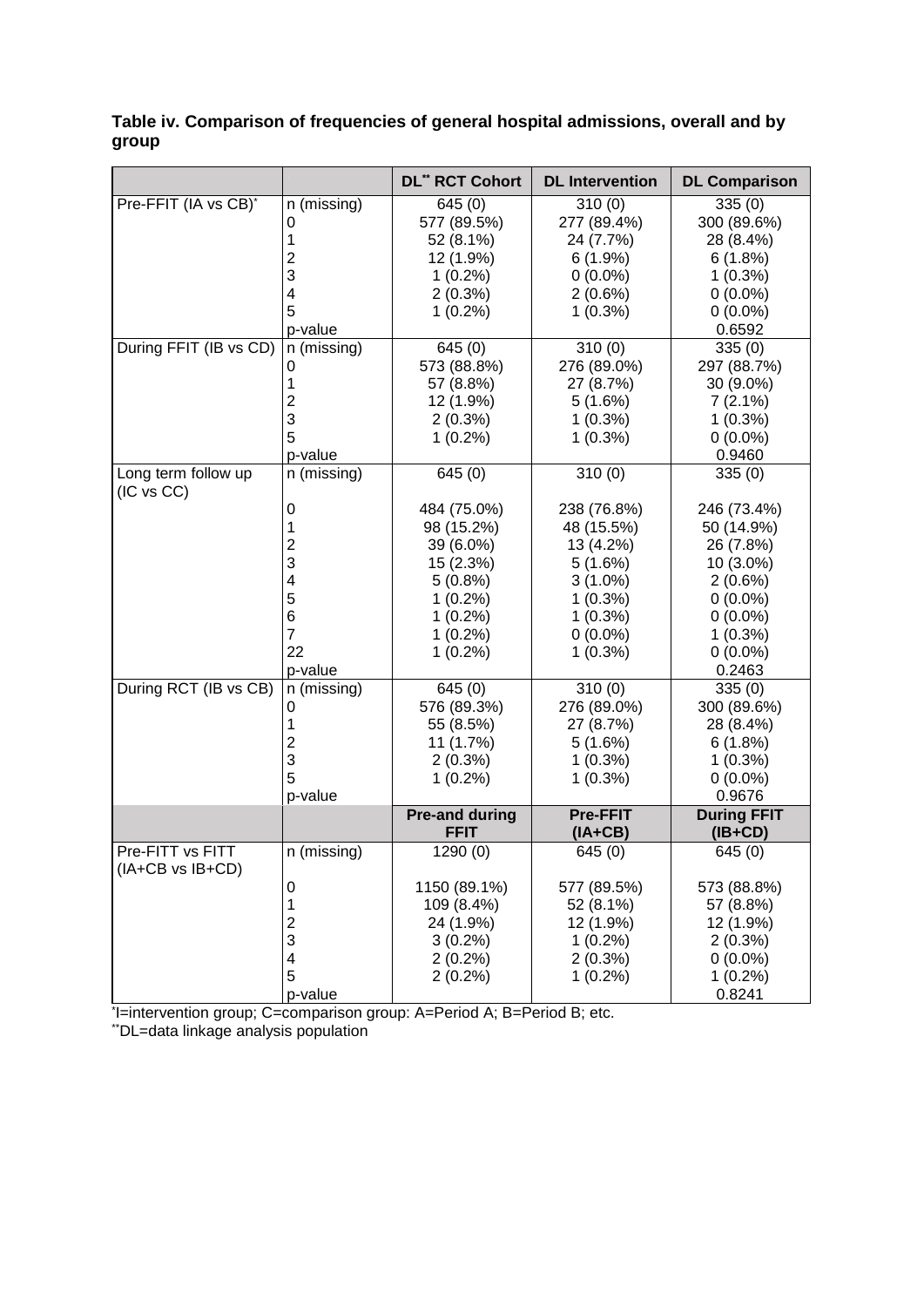**Table iv. Comparison of frequencies of general hospital admissions, overall and by group**

| | | DL[**] RCT Cohort | DL Intervention | DL Comparison |
|---|---|---|---|---|
| Pre-FFIT (IA vs CB)[*] | n (missing) | 645 (0) | 310 (0) | 335 (0) |
| | 0 | 577 (89.5%) | 277 (89.4%) | 300 (89.6%) |
| | 1 | 52 (8.1%) | 24 (7.7%) | 28 (8.4%) |
| | 2 | 12 (1.9%) | 6 (1.9%) | 6 (1.8%) |
| | 3 | 1 (0.2%) | 0 (0.0%) | 1 (0.3%) |
| | 4 | 2 (0.3%) | 2 (0.6%) | 0 (0.0%) |
| | 5 | 1 (0.2%) | 1 (0.3%) | 0 (0.0%) |
| | p-value | | | 0.6592 |
| During FFIT (IB vs CD) | n (missing) | 645 (0) | 310 (0) | 335 (0) |
| | 0 | 573 (88.8%) | 276 (89.0%) | 297 (88.7%) |
| | 1 | 57 (8.8%) | 27 (8.7%) | 30 (9.0%) |
| | 2 | 12 (1.9%) | 5 (1.6%) | 7 (2.1%) |
| | 3 | 2 (0.3%) | 1 (0.3%) | 1 (0.3%) |
| | 5 | 1 (0.2%) | 1 (0.3%) | 0 (0.0%) |
| | p-value | | | 0.9460 |
| Long term follow up (IC vs CC) | n (missing) | 645 (0) | 310 (0) | 335 (0) |
| | 0 | 484 (75.0%) | 238 (76.8%) | 246 (73.4%) |
| | 1 | 98 (15.2%) | 48 (15.5%) | 50 (14.9%) |
| | 2 | 39 (6.0%) | 13 (4.2%) | 26 (7.8%) |
| | 3 | 15 (2.3%) | 5 (1.6%) | 10 (3.0%) |
| | 4 | 5 (0.8%) | 3 (1.0%) | 2 (0.6%) |
| | 5 | 1 (0.2%) | 1 (0.3%) | 0 (0.0%) |
| | 6 | 1 (0.2%) | 1 (0.3%) | 0 (0.0%) |
| | 7 | 1 (0.2%) | 0 (0.0%) | 1 (0.3%) |
| | 22 | 1 (0.2%) | 1 (0.3%) | 0 (0.0%) |
| | p-value | | | 0.2463 |
| During RCT (IB vs CB) | n (missing) | 645 (0) | 310 (0) | 335 (0) |
| | 0 | 576 (89.3%) | 276 (89.0%) | 300 (89.6%) |
| | 1 | 55 (8.5%) | 27 (8.7%) | 28 (8.4%) |
| | 2 | 11 (1.7%) | 5 (1.6%) | 6 (1.8%) |
| | 3 | 2 (0.3%) | 1 (0.3%) | 1 (0.3%) |
| | 5 | 1 (0.2%) | 1 (0.3%) | 0 (0.0%) |
| | p-value | | | 0.9676 |
| | | **Pre-and during FFIT** | **Pre-FFIT (IA+CB)** | **During FFIT (IB+CD)** |
| Pre-FITT vs FITT (IA+CB vs IB+CD) | n (missing) | 1290 (0) | 645 (0) | 645 (0) |
| | 0 | 1150 (89.1%) | 577 (89.5%) | 573 (88.8%) |
| | 1 | 109 (8.4%) | 52 (8.1%) | 57 (8.8%) |
| | 2 | 24 (1.9%) | 12 (1.9%) | 12 (1.9%) |
| | 3 | 3 (0.2%) | 1 (0.2%) | 2 (0.3%) |
| | 4 | 2 (0.2%) | 2 (0.3%) | 0 (0.0%) |
| | 5 | 2 (0.2%) | 1 (0.2%) | 1 (0.2%) |
| | p-value | | | 0.8241 |

[*]I=intervention group; C=comparison group: A=Period A; B=Period B; etc.

[**]DL=data linkage analysis population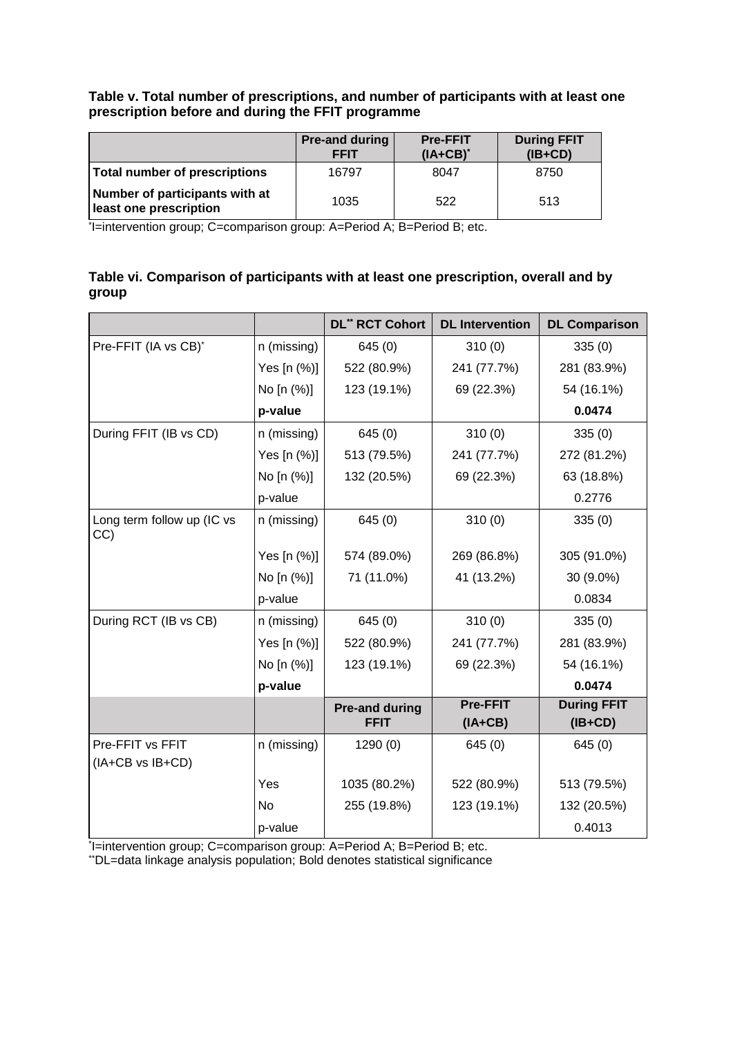**Table v. Total number of prescriptions, and number of participants with at least one prescription before and during the FFIT programme**

| | Pre-and during FFIT | Pre-FFIT (IA+CB)* | During FFIT (IB+CD) |
|---|---|---|---|
| **Total number of prescriptions** | 16797 | 8047 | 8750 |
| **Number of participants with at least one prescription** | 1035 | 522 | 513 |

*I=intervention group; C=comparison group: A=Period A; B=Period B; etc.

**Table vi. Comparison of participants with at least one prescription, overall and by group**

| | | DL** RCT Cohort | DL Intervention | DL Comparison |
|---|---|---|---|---|
| Pre-FFIT (IA vs CB)* | n (missing) | 645 (0) | 310 (0) | 335 (0) |
| | Yes [n (%)] | 522 (80.9%) | 241 (77.7%) | 281 (83.9%) |
| | No [n (%)] | 123 (19.1%) | 69 (22.3%) | 54 (16.1%) |
| | **p-value** | | | **0.0474** |
| During FFIT (IB vs CD) | n (missing) | 645 (0) | 310 (0) | 335 (0) |
| | Yes [n (%)] | 513 (79.5%) | 241 (77.7%) | 272 (81.2%) |
| | No [n (%)] | 132 (20.5%) | 69 (22.3%) | 63 (18.8%) |
| | p-value | | | 0.2776 |
| Long term follow up (IC vs CC) | n (missing) | 645 (0) | 310 (0) | 335 (0) |
| | Yes [n (%)] | 574 (89.0%) | 269 (86.8%) | 305 (91.0%) |
| | No [n (%)] | 71 (11.0%) | 41 (13.2%) | 30 (9.0%) |
| | p-value | | | 0.0834 |
| During RCT (IB vs CB) | n (missing) | 645 (0) | 310 (0) | 335 (0) |
| | Yes [n (%)] | 522 (80.9%) | 241 (77.7%) | 281 (83.9%) |
| | No [n (%)] | 123 (19.1%) | 69 (22.3%) | 54 (16.1%) |
| | **p-value** | | | **0.0474** |
| | | **Pre-and during FFIT** | **Pre-FFIT (IA+CB)** | **During FFIT (IB+CD)** |
| Pre-FFIT vs FFIT (IA+CB vs IB+CD) | n (missing) | 1290 (0) | 645 (0) | 645 (0) |
| | Yes | 1035 (80.2%) | 522 (80.9%) | 513 (79.5%) |
| | No | 255 (19.8%) | 123 (19.1%) | 132 (20.5%) |
| | p-value | | | 0.4013 |

*I=intervention group; C=comparison group: A=Period A; B=Period B; etc.
**DL=data linkage analysis population; Bold denotes statistical significance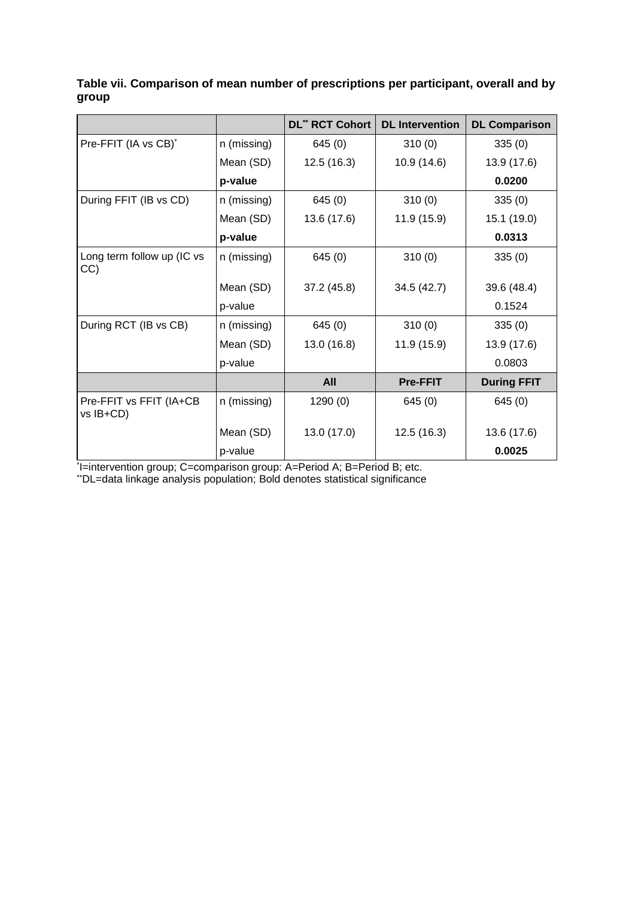**Table vii. Comparison of mean number of prescriptions per participant, overall and by group**

| | | DL[**] RCT Cohort | DL Intervention | DL Comparison |
|---|---|---|---|---|
| Pre-FFIT (IA vs CB)[*] | n (missing) | 645 (0) | 310 (0) | 335 (0) |
| | Mean (SD) | 12.5 (16.3) | 10.9 (14.6) | 13.9 (17.6) |
| | **p-value** | | | **0.0200** |
| During FFIT (IB vs CD) | n (missing) | 645 (0) | 310 (0) | 335 (0) |
| | Mean (SD) | 13.6 (17.6) | 11.9 (15.9) | 15.1 (19.0) |
| | **p-value** | | | **0.0313** |
| Long term follow up (IC vs CC) | n (missing) | 645 (0) | 310 (0) | 335 (0) |
| | Mean (SD) | 37.2 (45.8) | 34.5 (42.7) | 39.6 (48.4) |
| | p-value | | | 0.1524 |
| During RCT (IB vs CB) | n (missing) | 645 (0) | 310 (0) | 335 (0) |
| | Mean (SD) | 13.0 (16.8) | 11.9 (15.9) | 13.9 (17.6) |
| | p-value | | | 0.0803 |
| | | **All** | **Pre-FFIT** | **During FFIT** |
| Pre-FFIT vs FFIT (IA+CB vs IB+CD) | n (missing) | 1290 (0) | 645 (0) | 645 (0) |
| | Mean (SD) | 13.0 (17.0) | 12.5 (16.3) | 13.6 (17.6) |
| | p-value | | | **0.0025** |

[*]I=intervention group; C=comparison group: A=Period A; B=Period B; etc.
[**]DL=data linkage analysis population; Bold denotes statistical significance